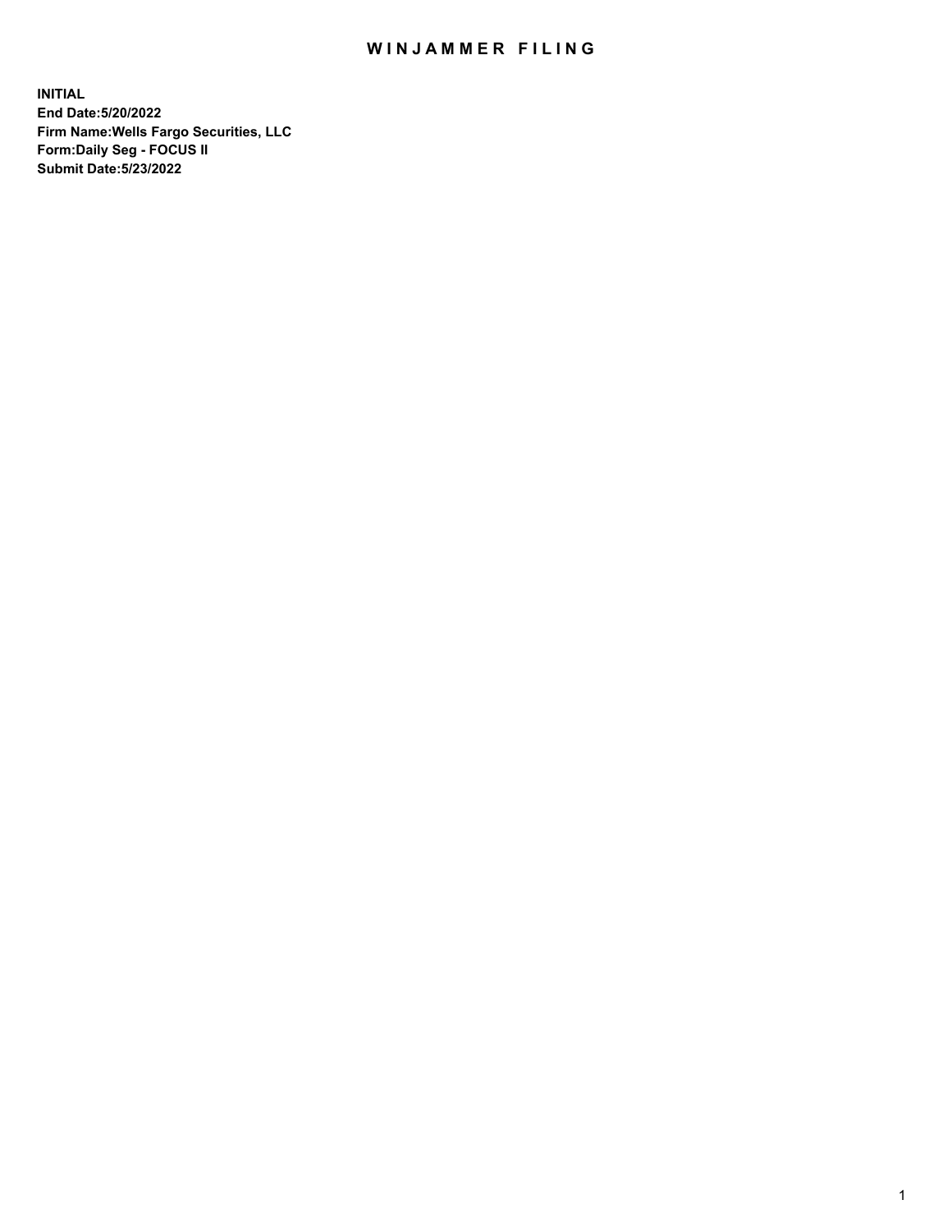# WINJAMMER FILING

**INITIAL**
**End Date:5/20/2022**
**Firm Name:Wells Fargo Securities, LLC**
**Form:Daily Seg - FOCUS II**
**Submit Date:5/23/2022**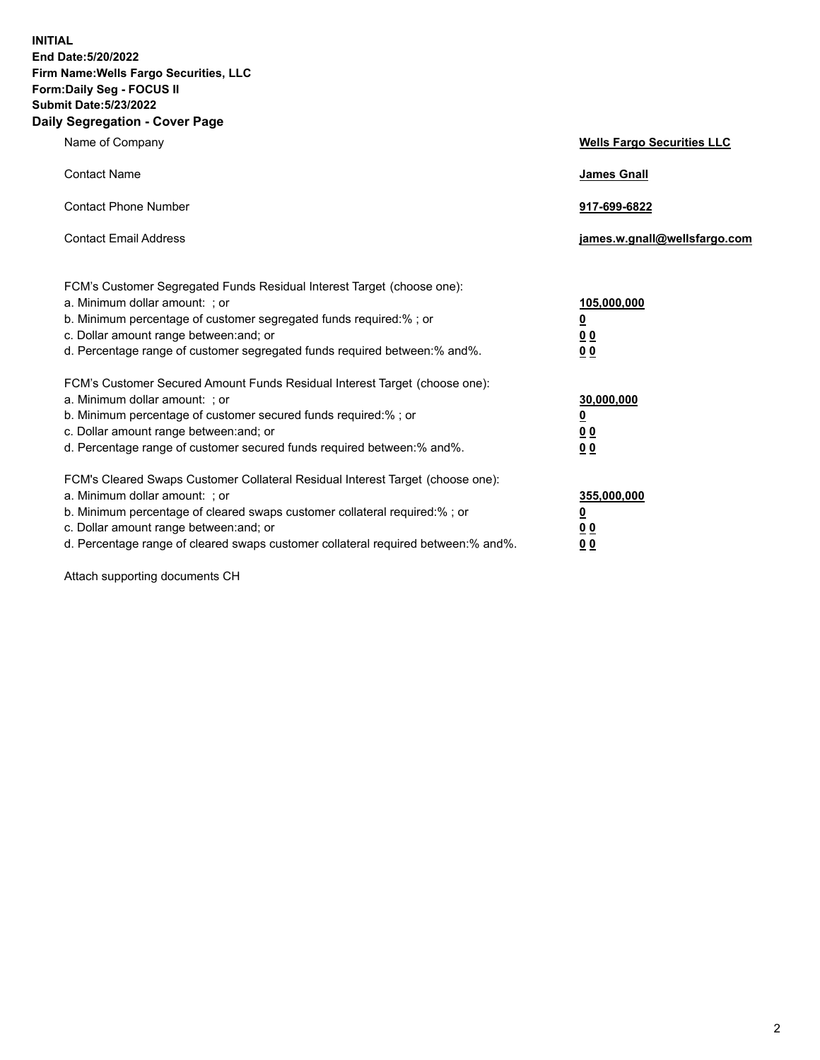**INITIAL**
**End Date:5/20/2022**
**Firm Name:Wells Fargo Securities, LLC**
**Form:Daily Seg - FOCUS II**
**Submit Date:5/23/2022**

## Daily Segregation - Cover Page

| | |
|---|---|
| Name of Company | **Wells Fargo Securities LLC** |
| Contact Name | **James Gnall** |
| Contact Phone Number | **917-699-6822** |
| Contact Email Address | **james.w.gnall@wellsfargo.com** |

| | |
|---|---|
| FCM's Customer Segregated Funds Residual Interest Target (choose one): | |
| a. Minimum dollar amount: ; or | **105,000,000** |
| b. Minimum percentage of customer segregated funds required:% ; or | **0** |
| c. Dollar amount range between:and; or | **0 0** |
| d. Percentage range of customer segregated funds required between:% and%. | **0 0** |
| FCM's Customer Secured Amount Funds Residual Interest Target (choose one): | |
| a. Minimum dollar amount: ; or | **30,000,000** |
| b. Minimum percentage of customer secured funds required:% ; or | **0** |
| c. Dollar amount range between:and; or | **0 0** |
| d. Percentage range of customer secured funds required between:% and%. | **0 0** |
| FCM's Cleared Swaps Customer Collateral Residual Interest Target (choose one): | |
| a. Minimum dollar amount: ; or | **355,000,000** |
| b. Minimum percentage of cleared swaps customer collateral required:% ; or | **0** |
| c. Dollar amount range between:and; or | **0 0** |
| d. Percentage range of cleared swaps customer collateral required between:% and%. | **0 0** |

Attach supporting documents CH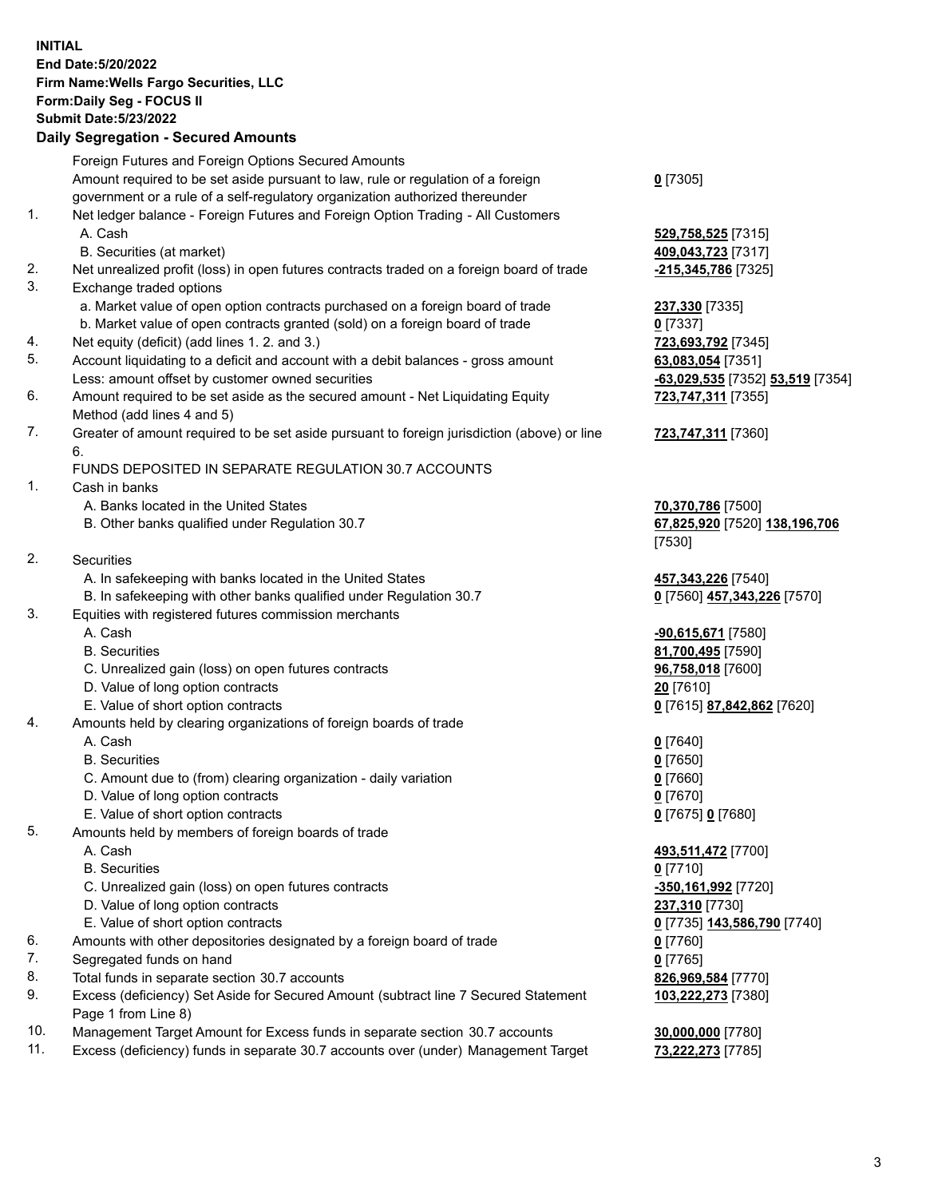**INITIAL**
**End Date:5/20/2022**
**Firm Name:Wells Fargo Securities, LLC**
**Form:Daily Seg - FOCUS II**
**Submit Date:5/23/2022**

## Daily Segregation - Secured Amounts

| | | |
|---|---|---|
| | Foreign Futures and Foreign Options Secured Amounts | |
| | Amount required to be set aside pursuant to law, rule or regulation of a foreign government or a rule of a self-regulatory organization authorized thereunder | **0** [7305] |
| 1. | Net ledger balance - Foreign Futures and Foreign Option Trading - All Customers | |
| | A. Cash | **529,758,525** [7315] |
| | B. Securities (at market) | **409,043,723** [7317] |
| 2. | Net unrealized profit (loss) in open futures contracts traded on a foreign board of trade | **-215,345,786** [7325] |
| 3. | Exchange traded options | |
| | a. Market value of open option contracts purchased on a foreign board of trade | **237,330** [7335] |
| | b. Market value of open contracts granted (sold) on a foreign board of trade | **0** [7337] |
| 4. | Net equity (deficit) (add lines 1. 2. and 3.) | **723,693,792** [7345] |
| 5. | Account liquidating to a deficit and account with a debit balances - gross amount | **63,083,054** [7351] |
| | Less: amount offset by customer owned securities | **-63,029,535** [7352] **53,519** [7354] |
| 6. | Amount required to be set aside as the secured amount - Net Liquidating Equity Method (add lines 4 and 5) | **723,747,311** [7355] |
| 7. | Greater of amount required to be set aside pursuant to foreign jurisdiction (above) or line 6. | **723,747,311** [7360] |
| | FUNDS DEPOSITED IN SEPARATE REGULATION 30.7 ACCOUNTS | |
| 1. | Cash in banks | |
| | A. Banks located in the United States | **70,370,786** [7500] |
| | B. Other banks qualified under Regulation 30.7 | **67,825,920** [7520] **138,196,706** [7530] |
| 2. | Securities | |
| | A. In safekeeping with banks located in the United States | **457,343,226** [7540] |
| | B. In safekeeping with other banks qualified under Regulation 30.7 | **0** [7560] **457,343,226** [7570] |
| 3. | Equities with registered futures commission merchants | |
| | A. Cash | **-90,615,671** [7580] |
| | B. Securities | **81,700,495** [7590] |
| | C. Unrealized gain (loss) on open futures contracts | **96,758,018** [7600] |
| | D. Value of long option contracts | **20** [7610] |
| | E. Value of short option contracts | **0** [7615] **87,842,862** [7620] |
| 4. | Amounts held by clearing organizations of foreign boards of trade | |
| | A. Cash | **0** [7640] |
| | B. Securities | **0** [7650] |
| | C. Amount due to (from) clearing organization - daily variation | **0** [7660] |
| | D. Value of long option contracts | **0** [7670] |
| | E. Value of short option contracts | **0** [7675] **0** [7680] |
| 5. | Amounts held by members of foreign boards of trade | |
| | A. Cash | **493,511,472** [7700] |
| | B. Securities | **0** [7710] |
| | C. Unrealized gain (loss) on open futures contracts | **-350,161,992** [7720] |
| | D. Value of long option contracts | **237,310** [7730] |
| | E. Value of short option contracts | **0** [7735] **143,586,790** [7740] |
| 6. | Amounts with other depositories designated by a foreign board of trade | **0** [7760] |
| 7. | Segregated funds on hand | **0** [7765] |
| 8. | Total funds in separate section 30.7 accounts | **826,969,584** [7770] |
| 9. | Excess (deficiency) Set Aside for Secured Amount (subtract line 7 Secured Statement Page 1 from Line 8) | **103,222,273** [7380] |
| 10. | Management Target Amount for Excess funds in separate section 30.7 accounts | **30,000,000** [7780] |
| 11. | Excess (deficiency) funds in separate 30.7 accounts over (under) Management Target | **73,222,273** [7785] |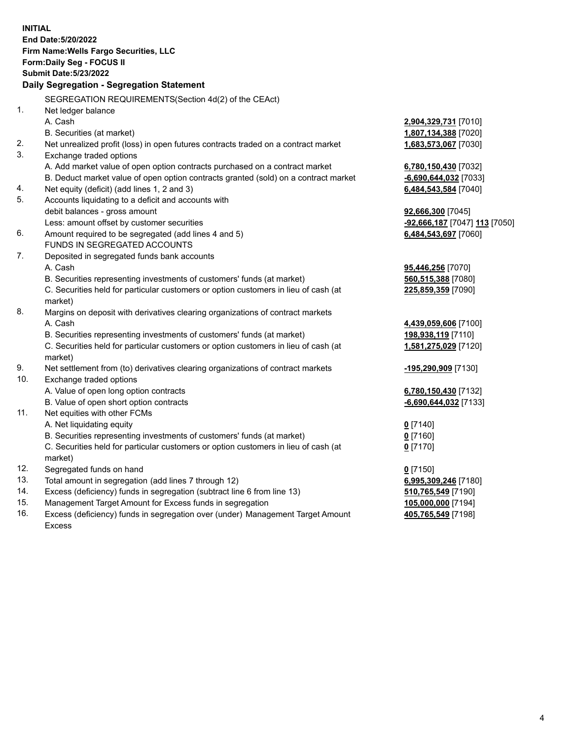**INITIAL**
**End Date:5/20/2022**
**Firm Name:Wells Fargo Securities, LLC**
**Form:Daily Seg - FOCUS II**
**Submit Date:5/23/2022**

## Daily Segregation - Segregation Statement

| | | |
|---|---|---|
| | SEGREGATION REQUIREMENTS(Section 4d(2) of the CEAct) | |
| 1. | Net ledger balance | |
| | A. Cash | **2,904,329,731** [7010] |
| | B. Securities (at market) | **1,807,134,388** [7020] |
| 2. | Net unrealized profit (loss) in open futures contracts traded on a contract market | **1,683,573,067** [7030] |
| 3. | Exchange traded options | |
| | A. Add market value of open option contracts purchased on a contract market | **6,780,150,430** [7032] |
| | B. Deduct market value of open option contracts granted (sold) on a contract market | **-6,690,644,032** [7033] |
| 4. | Net equity (deficit) (add lines 1, 2 and 3) | **6,484,543,584** [7040] |
| 5. | Accounts liquidating to a deficit and accounts with | |
| | debit balances - gross amount | **92,666,300** [7045] |
| | Less: amount offset by customer securities | **-92,666,187** [7047] **113** [7050] |
| 6. | Amount required to be segregated (add lines 4 and 5) | **6,484,543,697** [7060] |
| | FUNDS IN SEGREGATED ACCOUNTS | |
| 7. | Deposited in segregated funds bank accounts | |
| | A. Cash | **95,446,256** [7070] |
| | B. Securities representing investments of customers' funds (at market) | **560,515,388** [7080] |
| | C. Securities held for particular customers or option customers in lieu of cash (at market) | **225,859,359** [7090] |
| 8. | Margins on deposit with derivatives clearing organizations of contract markets | |
| | A. Cash | **4,439,059,606** [7100] |
| | B. Securities representing investments of customers' funds (at market) | **198,938,119** [7110] |
| | C. Securities held for particular customers or option customers in lieu of cash (at market) | **1,581,275,029** [7120] |
| 9. | Net settlement from (to) derivatives clearing organizations of contract markets | **-195,290,909** [7130] |
| 10. | Exchange traded options | |
| | A. Value of open long option contracts | **6,780,150,430** [7132] |
| | B. Value of open short option contracts | **-6,690,644,032** [7133] |
| 11. | Net equities with other FCMs | |
| | A. Net liquidating equity | **0** [7140] |
| | B. Securities representing investments of customers' funds (at market) | **0** [7160] |
| | C. Securities held for particular customers or option customers in lieu of cash (at market) | **0** [7170] |
| 12. | Segregated funds on hand | **0** [7150] |
| 13. | Total amount in segregation (add lines 7 through 12) | **6,995,309,246** [7180] |
| 14. | Excess (deficiency) funds in segregation (subtract line 6 from line 13) | **510,765,549** [7190] |
| 15. | Management Target Amount for Excess funds in segregation | **105,000,000** [7194] |
| 16. | Excess (deficiency) funds in segregation over (under) Management Target Amount Excess | **405,765,549** [7198] |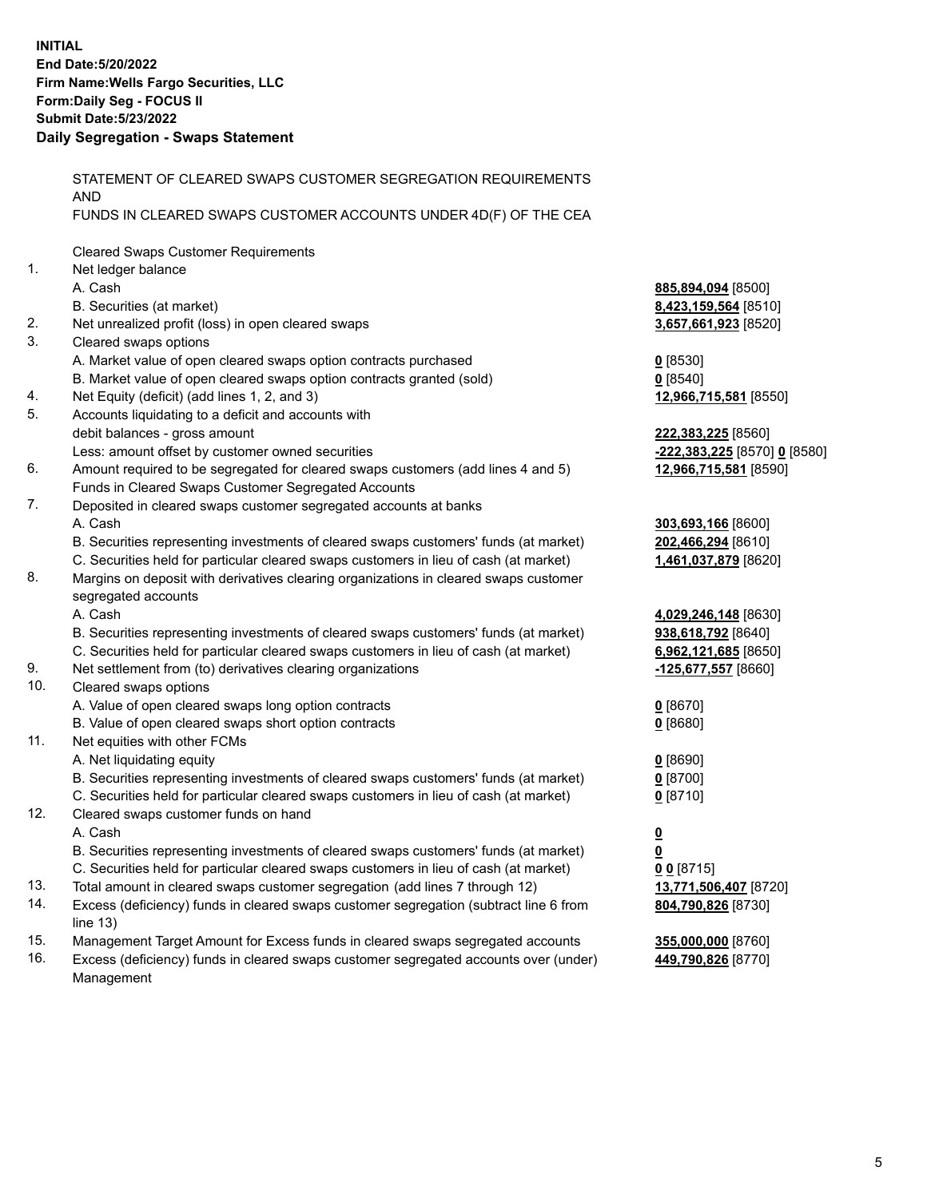**INITIAL**
**End Date:5/20/2022**
**Firm Name:Wells Fargo Securities, LLC**
**Form:Daily Seg - FOCUS II**
**Submit Date:5/23/2022**
**Daily Segregation - Swaps Statement**

STATEMENT OF CLEARED SWAPS CUSTOMER SEGREGATION REQUIREMENTS AND
FUNDS IN CLEARED SWAPS CUSTOMER ACCOUNTS UNDER 4D(F) OF THE CEA

| | | |
|---|---|---|
| | Cleared Swaps Customer Requirements | |
| 1. | Net ledger balance | |
| | A. Cash | **885,894,094** [8500] |
| | B. Securities (at market) | **8,423,159,564** [8510] |
| 2. | Net unrealized profit (loss) in open cleared swaps | **3,657,661,923** [8520] |
| 3. | Cleared swaps options | |
| | A. Market value of open cleared swaps option contracts purchased | **0** [8530] |
| | B. Market value of open cleared swaps option contracts granted (sold) | **0** [8540] |
| 4. | Net Equity (deficit) (add lines 1, 2, and 3) | **12,966,715,581** [8550] |
| 5. | Accounts liquidating to a deficit and accounts with | |
| | debit balances - gross amount | **222,383,225** [8560] |
| | Less: amount offset by customer owned securities | **-222,383,225** [8570] **0** [8580] |
| 6. | Amount required to be segregated for cleared swaps customers (add lines 4 and 5) | **12,966,715,581** [8590] |
| | Funds in Cleared Swaps Customer Segregated Accounts | |
| 7. | Deposited in cleared swaps customer segregated accounts at banks | |
| | A. Cash | **303,693,166** [8600] |
| | B. Securities representing investments of cleared swaps customers' funds (at market) | **202,466,294** [8610] |
| | C. Securities held for particular cleared swaps customers in lieu of cash (at market) | **1,461,037,879** [8620] |
| 8. | Margins on deposit with derivatives clearing organizations in cleared swaps customer segregated accounts | |
| | A. Cash | **4,029,246,148** [8630] |
| | B. Securities representing investments of cleared swaps customers' funds (at market) | **938,618,792** [8640] |
| | C. Securities held for particular cleared swaps customers in lieu of cash (at market) | **6,962,121,685** [8650] |
| 9. | Net settlement from (to) derivatives clearing organizations | **-125,677,557** [8660] |
| 10. | Cleared swaps options | |
| | A. Value of open cleared swaps long option contracts | **0** [8670] |
| | B. Value of open cleared swaps short option contracts | **0** [8680] |
| 11. | Net equities with other FCMs | |
| | A. Net liquidating equity | **0** [8690] |
| | B. Securities representing investments of cleared swaps customers' funds (at market) | **0** [8700] |
| | C. Securities held for particular cleared swaps customers in lieu of cash (at market) | **0** [8710] |
| 12. | Cleared swaps customer funds on hand | |
| | A. Cash | **0** |
| | B. Securities representing investments of cleared swaps customers' funds (at market) | **0** |
| | C. Securities held for particular cleared swaps customers in lieu of cash (at market) | **0** **0** [8715] |
| 13. | Total amount in cleared swaps customer segregation (add lines 7 through 12) | **13,771,506,407** [8720] |
| 14. | Excess (deficiency) funds in cleared swaps customer segregation (subtract line 6 from line 13) | **804,790,826** [8730] |
| 15. | Management Target Amount for Excess funds in cleared swaps segregated accounts | **355,000,000** [8760] |
| 16. | Excess (deficiency) funds in cleared swaps customer segregated accounts over (under) Management | **449,790,826** [8770] |